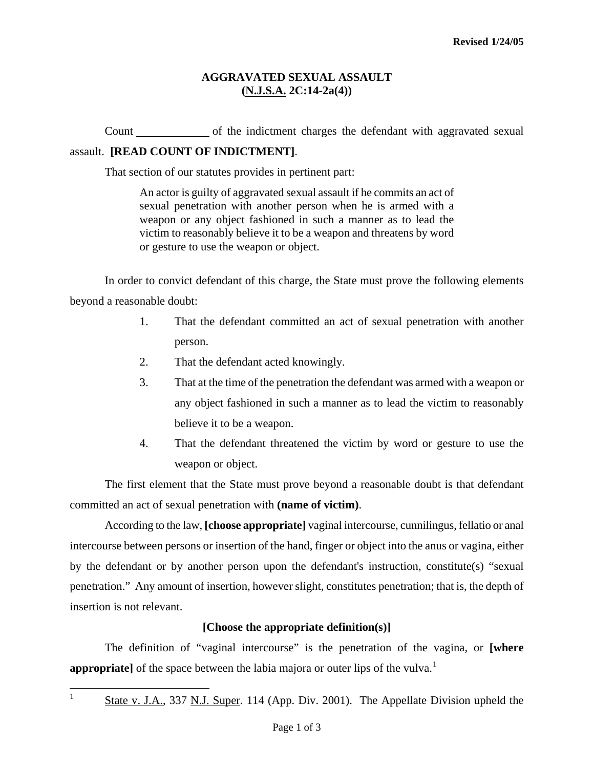Revised 1/24/05

# AGGRAVATED SEXUAL ASSAULT
## (N.J.S.A. 2C:14-2a(4))

Count ____________ of the indictment charges the defendant with aggravated sexual assault. **[READ COUNT OF INDICTMENT]**.

That section of our statutes provides in pertinent part:

> An actor is guilty of aggravated sexual assault if he commits an act of sexual penetration with another person when he is armed with a weapon or any object fashioned in such a manner as to lead the victim to reasonably believe it to be a weapon and threatens by word or gesture to use the weapon or object.

In order to convict defendant of this charge, the State must prove the following elements beyond a reasonable doubt:

1. That the defendant committed an act of sexual penetration with another person.
2. That the defendant acted knowingly.
3. That at the time of the penetration the defendant was armed with a weapon or any object fashioned in such a manner as to lead the victim to reasonably believe it to be a weapon.
4. That the defendant threatened the victim by word or gesture to use the weapon or object.

The first element that the State must prove beyond a reasonable doubt is that defendant committed an act of sexual penetration with **(name of victim)**.

According to the law, **[choose appropriate]** vaginal intercourse, cunnilingus, fellatio or anal intercourse between persons or insertion of the hand, finger or object into the anus or vagina, either by the defendant or by another person upon the defendant's instruction, constitute(s) "sexual penetration." Any amount of insertion, however slight, constitutes penetration; that is, the depth of insertion is not relevant.

**[Choose the appropriate definition(s)]**

The definition of "vaginal intercourse" is the penetration of the vagina, or **[where appropriate]** of the space between the labia majora or outer lips of the vulva.[1]

---

[1] State v. J.A., 337 N.J. Super. 114 (App. Div. 2001). The Appellate Division upheld the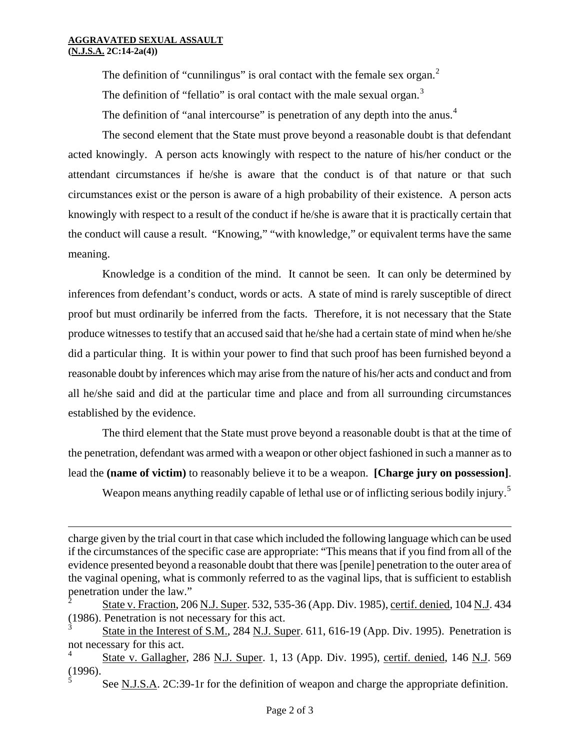The definition of "cunnilingus" is oral contact with the female sex organ.[2]

The definition of "fellatio" is oral contact with the male sexual organ.[3]

The definition of "anal intercourse" is penetration of any depth into the anus.[4]

The second element that the State must prove beyond a reasonable doubt is that defendant acted knowingly. A person acts knowingly with respect to the nature of his/her conduct or the attendant circumstances if he/she is aware that the conduct is of that nature or that such circumstances exist or the person is aware of a high probability of their existence. A person acts knowingly with respect to a result of the conduct if he/she is aware that it is practically certain that the conduct will cause a result. "Knowing," "with knowledge," or equivalent terms have the same meaning.

Knowledge is a condition of the mind. It cannot be seen. It can only be determined by inferences from defendant's conduct, words or acts. A state of mind is rarely susceptible of direct proof but must ordinarily be inferred from the facts. Therefore, it is not necessary that the State produce witnesses to testify that an accused said that he/she had a certain state of mind when he/she did a particular thing. It is within your power to find that such proof has been furnished beyond a reasonable doubt by inferences which may arise from the nature of his/her acts and conduct and from all he/she said and did at the particular time and place and from all surrounding circumstances established by the evidence.

The third element that the State must prove beyond a reasonable doubt is that at the time of the penetration, defendant was armed with a weapon or other object fashioned in such a manner as to lead the **(name of victim)** to reasonably believe it to be a weapon. **[Charge jury on possession]**.

Weapon means anything readily capable of lethal use or of inflicting serious bodily injury.[5]

---

charge given by the trial court in that case which included the following language which can be used if the circumstances of the specific case are appropriate: "This means that if you find from all of the evidence presented beyond a reasonable doubt that there was [penile] penetration to the outer area of the vaginal opening, what is commonly referred to as the vaginal lips, that is sufficient to establish penetration under the law."

[2] State v. Fraction, 206 N.J. Super. 532, 535-36 (App. Div. 1985), certif. denied, 104 N.J. 434 (1986). Penetration is not necessary for this act.

[3] State in the Interest of S.M., 284 N.J. Super. 611, 616-19 (App. Div. 1995). Penetration is not necessary for this act.

[4] State v. Gallagher, 286 N.J. Super. 1, 13 (App. Div. 1995), certif. denied, 146 N.J. 569 (1996).

[5] See N.J.S.A. 2C:39-1r for the definition of weapon and charge the appropriate definition.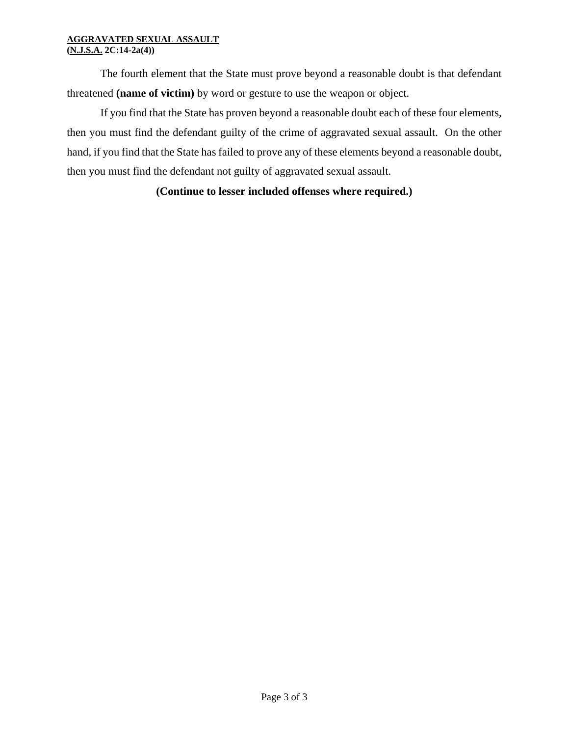The fourth element that the State must prove beyond a reasonable doubt is that defendant threatened **(name of victim)** by word or gesture to use the weapon or object.

If you find that the State has proven beyond a reasonable doubt each of these four elements, then you must find the defendant guilty of the crime of aggravated sexual assault. On the other hand, if you find that the State has failed to prove any of these elements beyond a reasonable doubt, then you must find the defendant not guilty of aggravated sexual assault.

**(Continue to lesser included offenses where required.)**